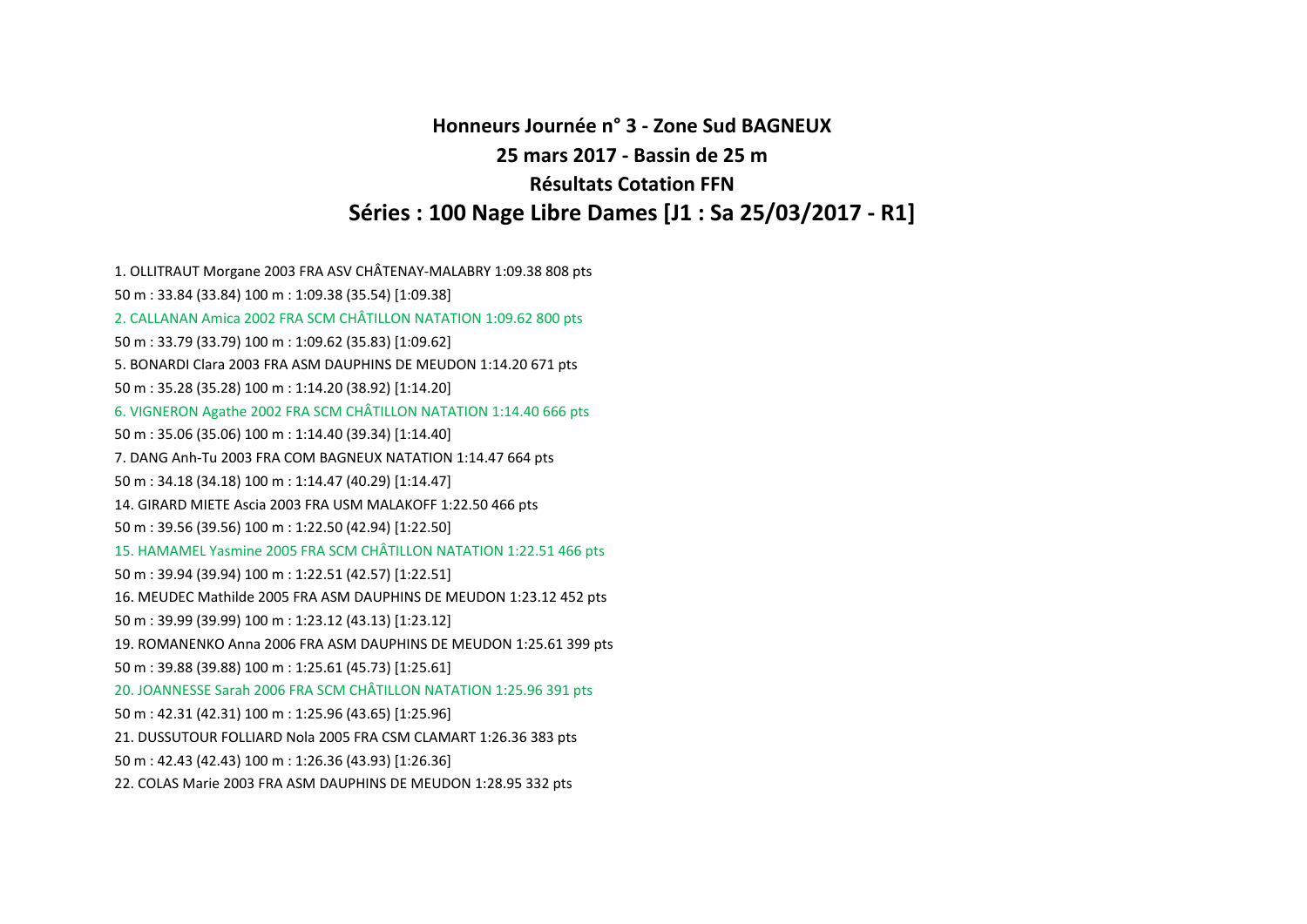**Honneurs Journée n° 3 - Zone Sud BAGNEUX**

**25 mars 2017 - Bassin de 25 m**

**Résultats Cotation FFN**

## Séries : 100 Nage Libre Dames [J1 : Sa 25/03/2017 - R1]

1. OLLITRAUT Morgane 2003 FRA ASV CHÂTENAY-MALABRY 1:09.38 808 pts

50 m : 33.84 (33.84) 100 m : 1:09.38 (35.54) [1:09.38]

2. CALLANAN Amica 2002 FRA SCM CHÂTILLON NATATION 1:09.62 800 pts

50 m : 33.79 (33.79) 100 m : 1:09.62 (35.83) [1:09.62]

5. BONARDI Clara 2003 FRA ASM DAUPHINS DE MEUDON 1:14.20 671 pts

50 m : 35.28 (35.28) 100 m : 1:14.20 (38.92) [1:14.20]

6. VIGNERON Agathe 2002 FRA SCM CHÂTILLON NATATION 1:14.40 666 pts

50 m : 35.06 (35.06) 100 m : 1:14.40 (39.34) [1:14.40]

7. DANG Anh-Tu 2003 FRA COM BAGNEUX NATATION 1:14.47 664 pts

50 m : 34.18 (34.18) 100 m : 1:14.47 (40.29) [1:14.47]

14. GIRARD MIETE Ascia 2003 FRA USM MALAKOFF 1:22.50 466 pts

50 m : 39.56 (39.56) 100 m : 1:22.50 (42.94) [1:22.50]

15. HAMAMEL Yasmine 2005 FRA SCM CHÂTILLON NATATION 1:22.51 466 pts

50 m : 39.94 (39.94) 100 m : 1:22.51 (42.57) [1:22.51]

16. MEUDEC Mathilde 2005 FRA ASM DAUPHINS DE MEUDON 1:23.12 452 pts

50 m : 39.99 (39.99) 100 m : 1:23.12 (43.13) [1:23.12]

19. ROMANENKO Anna 2006 FRA ASM DAUPHINS DE MEUDON 1:25.61 399 pts

50 m : 39.88 (39.88) 100 m : 1:25.61 (45.73) [1:25.61]

20. JOANNESSE Sarah 2006 FRA SCM CHÂTILLON NATATION 1:25.96 391 pts

50 m : 42.31 (42.31) 100 m : 1:25.96 (43.65) [1:25.96]

21. DUSSUTOUR FOLLIARD Nola 2005 FRA CSM CLAMART 1:26.36 383 pts

50 m : 42.43 (42.43) 100 m : 1:26.36 (43.93) [1:26.36]

22. COLAS Marie 2003 FRA ASM DAUPHINS DE MEUDON 1:28.95 332 pts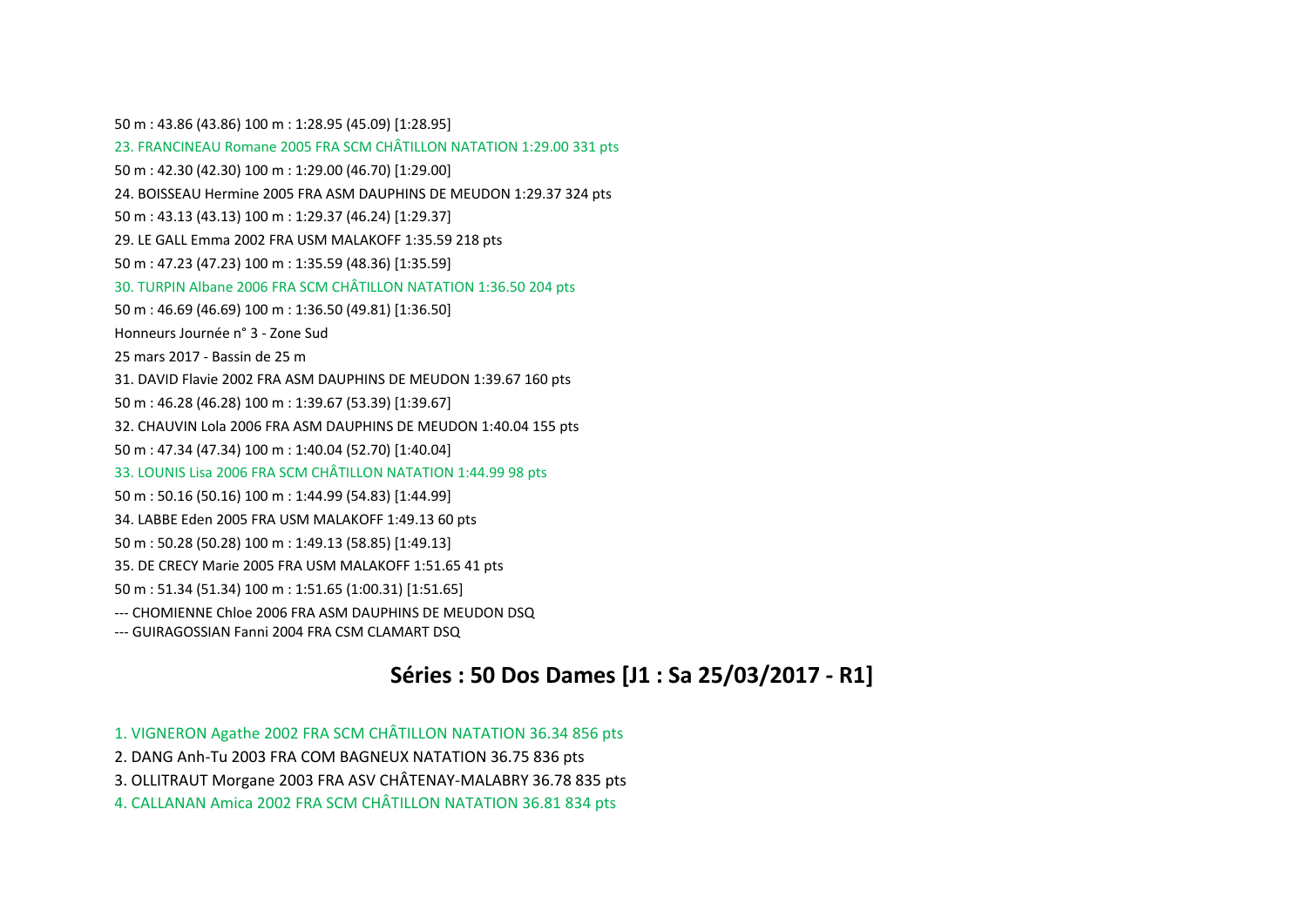50 m : 43.86 (43.86) 100 m : 1:28.95 (45.09) [1:28.95]

23. FRANCINEAU Romane 2005 FRA SCM CHÂTILLON NATATION 1:29.00 331 pts

50 m : 42.30 (42.30) 100 m : 1:29.00 (46.70) [1:29.00]

24. BOISSEAU Hermine 2005 FRA ASM DAUPHINS DE MEUDON 1:29.37 324 pts

50 m : 43.13 (43.13) 100 m : 1:29.37 (46.24) [1:29.37]

29. LE GALL Emma 2002 FRA USM MALAKOFF 1:35.59 218 pts

50 m : 47.23 (47.23) 100 m : 1:35.59 (48.36) [1:35.59]

30. TURPIN Albane 2006 FRA SCM CHÂTILLON NATATION 1:36.50 204 pts

50 m : 46.69 (46.69) 100 m : 1:36.50 (49.81) [1:36.50]

Honneurs Journée n° 3 - Zone Sud

25 mars 2017 - Bassin de 25 m

31. DAVID Flavie 2002 FRA ASM DAUPHINS DE MEUDON 1:39.67 160 pts

50 m : 46.28 (46.28) 100 m : 1:39.67 (53.39) [1:39.67]

32. CHAUVIN Lola 2006 FRA ASM DAUPHINS DE MEUDON 1:40.04 155 pts

50 m : 47.34 (47.34) 100 m : 1:40.04 (52.70) [1:40.04]

33. LOUNIS Lisa 2006 FRA SCM CHÂTILLON NATATION 1:44.99 98 pts

50 m : 50.16 (50.16) 100 m : 1:44.99 (54.83) [1:44.99]

34. LABBE Eden 2005 FRA USM MALAKOFF 1:49.13 60 pts

50 m : 50.28 (50.28) 100 m : 1:49.13 (58.85) [1:49.13]

35. DE CRECY Marie 2005 FRA USM MALAKOFF 1:51.65 41 pts

50 m : 51.34 (51.34) 100 m : 1:51.65 (1:00.31) [1:51.65]

--- CHOMIENNE Chloe 2006 FRA ASM DAUPHINS DE MEUDON DSQ

--- GUIRAGOSSIAN Fanni 2004 FRA CSM CLAMART DSQ

## Séries : 50 Dos Dames [J1 : Sa 25/03/2017 - R1]

1. VIGNERON Agathe 2002 FRA SCM CHÂTILLON NATATION 36.34 856 pts

2. DANG Anh-Tu 2003 FRA COM BAGNEUX NATATION 36.75 836 pts

3. OLLITRAUT Morgane 2003 FRA ASV CHÂTENAY-MALABRY 36.78 835 pts

4. CALLANAN Amica 2002 FRA SCM CHÂTILLON NATATION 36.81 834 pts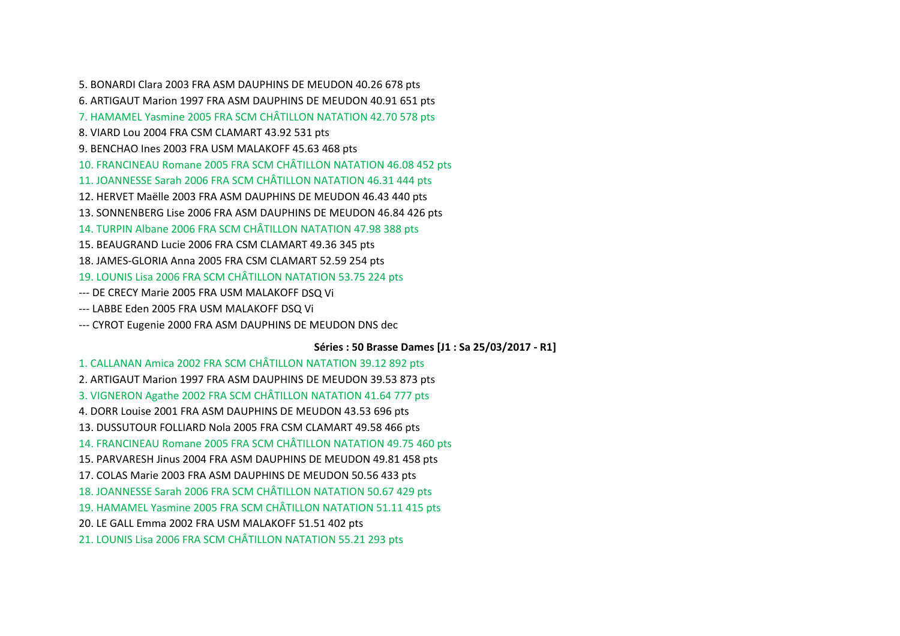5. BONARDI Clara 2003 FRA ASM DAUPHINS DE MEUDON 40.26 678 pts

6. ARTIGAUT Marion 1997 FRA ASM DAUPHINS DE MEUDON 40.91 651 pts

7. HAMAMEL Yasmine 2005 FRA SCM CHÂTILLON NATATION 42.70 578 pts

8. VIARD Lou 2004 FRA CSM CLAMART 43.92 531 pts

9. BENCHAO Ines 2003 FRA USM MALAKOFF 45.63 468 pts

10. FRANCINEAU Romane 2005 FRA SCM CHÂTILLON NATATION 46.08 452 pts

11. JOANNESSE Sarah 2006 FRA SCM CHÂTILLON NATATION 46.31 444 pts

12. HERVET Maëlle 2003 FRA ASM DAUPHINS DE MEUDON 46.43 440 pts

13. SONNENBERG Lise 2006 FRA ASM DAUPHINS DE MEUDON 46.84 426 pts

14. TURPIN Albane 2006 FRA SCM CHÂTILLON NATATION 47.98 388 pts

15. BEAUGRAND Lucie 2006 FRA CSM CLAMART 49.36 345 pts

18. JAMES-GLORIA Anna 2005 FRA CSM CLAMART 52.59 254 pts

19. LOUNIS Lisa 2006 FRA SCM CHÂTILLON NATATION 53.75 224 pts

--- DE CRECY Marie 2005 FRA USM MALAKOFF DSQ Vi

--- LABBE Eden 2005 FRA USM MALAKOFF DSQ Vi

--- CYROT Eugenie 2000 FRA ASM DAUPHINS DE MEUDON DNS dec

**Séries : 50 Brasse Dames [J1 : Sa 25/03/2017 - R1]**

1. CALLANAN Amica 2002 FRA SCM CHÂTILLON NATATION 39.12 892 pts

2. ARTIGAUT Marion 1997 FRA ASM DAUPHINS DE MEUDON 39.53 873 pts

3. VIGNERON Agathe 2002 FRA SCM CHÂTILLON NATATION 41.64 777 pts

4. DORR Louise 2001 FRA ASM DAUPHINS DE MEUDON 43.53 696 pts

13. DUSSUTOUR FOLLIARD Nola 2005 FRA CSM CLAMART 49.58 466 pts

14. FRANCINEAU Romane 2005 FRA SCM CHÂTILLON NATATION 49.75 460 pts

15. PARVARESH Jinus 2004 FRA ASM DAUPHINS DE MEUDON 49.81 458 pts

17. COLAS Marie 2003 FRA ASM DAUPHINS DE MEUDON 50.56 433 pts

18. JOANNESSE Sarah 2006 FRA SCM CHÂTILLON NATATION 50.67 429 pts

19. HAMAMEL Yasmine 2005 FRA SCM CHÂTILLON NATATION 51.11 415 pts

20. LE GALL Emma 2002 FRA USM MALAKOFF 51.51 402 pts

21. LOUNIS Lisa 2006 FRA SCM CHÂTILLON NATATION 55.21 293 pts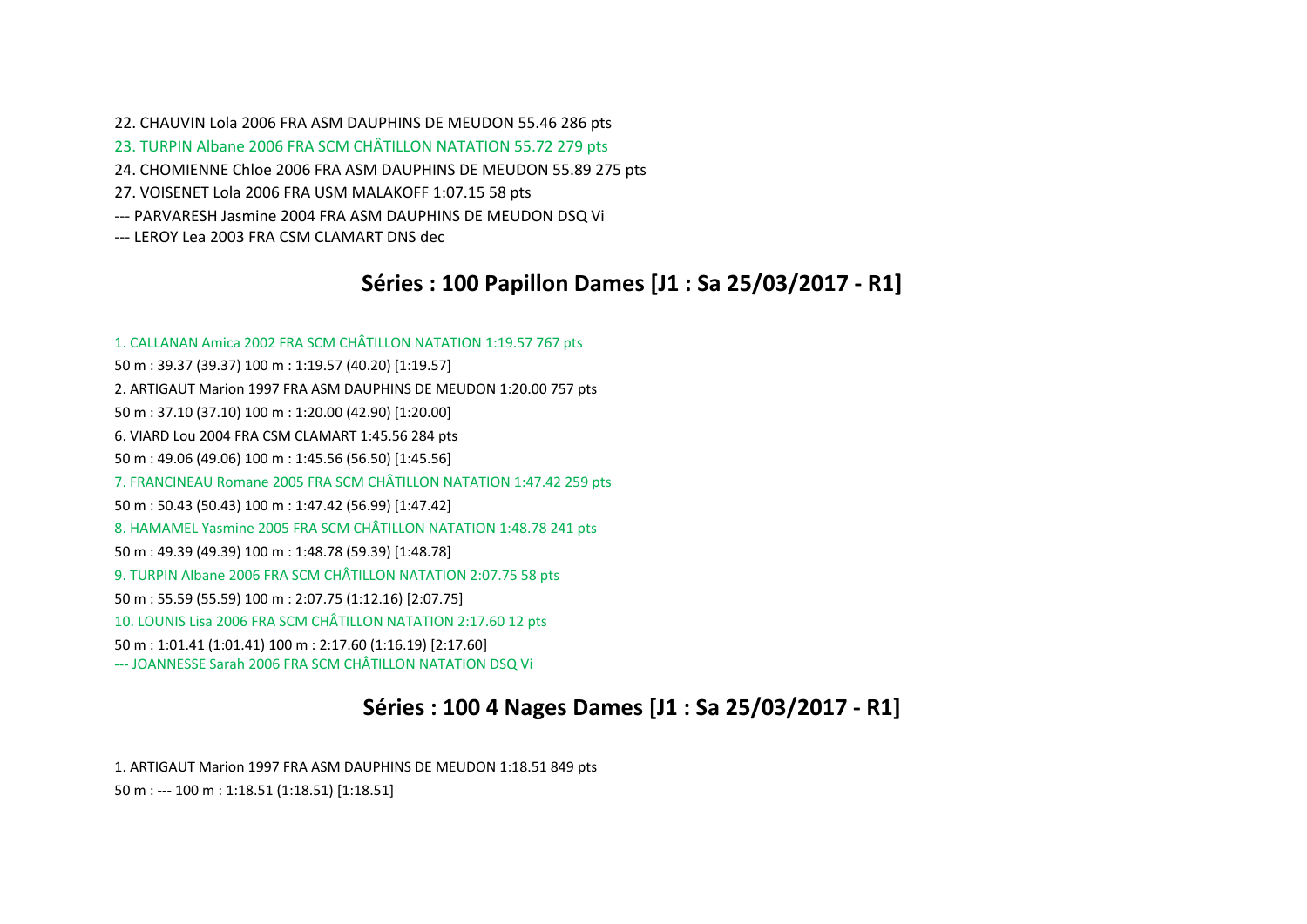22. CHAUVIN Lola 2006 FRA ASM DAUPHINS DE MEUDON 55.46 286 pts

23. TURPIN Albane 2006 FRA SCM CHÂTILLON NATATION 55.72 279 pts

24. CHOMIENNE Chloe 2006 FRA ASM DAUPHINS DE MEUDON 55.89 275 pts

27. VOISENET Lola 2006 FRA USM MALAKOFF 1:07.15 58 pts

--- PARVARESH Jasmine 2004 FRA ASM DAUPHINS DE MEUDON DSQ Vi

--- LEROY Lea 2003 FRA CSM CLAMART DNS dec

## Séries : 100 Papillon Dames [J1 : Sa 25/03/2017 - R1]

1. CALLANAN Amica 2002 FRA SCM CHÂTILLON NATATION 1:19.57 767 pts

50 m : 39.37 (39.37) 100 m : 1:19.57 (40.20) [1:19.57]

2. ARTIGAUT Marion 1997 FRA ASM DAUPHINS DE MEUDON 1:20.00 757 pts

50 m : 37.10 (37.10) 100 m : 1:20.00 (42.90) [1:20.00]

6. VIARD Lou 2004 FRA CSM CLAMART 1:45.56 284 pts

50 m : 49.06 (49.06) 100 m : 1:45.56 (56.50) [1:45.56]

7. FRANCINEAU Romane 2005 FRA SCM CHÂTILLON NATATION 1:47.42 259 pts

50 m : 50.43 (50.43) 100 m : 1:47.42 (56.99) [1:47.42]

8. HAMAMEL Yasmine 2005 FRA SCM CHÂTILLON NATATION 1:48.78 241 pts

50 m : 49.39 (49.39) 100 m : 1:48.78 (59.39) [1:48.78]

9. TURPIN Albane 2006 FRA SCM CHÂTILLON NATATION 2:07.75 58 pts

50 m : 55.59 (55.59) 100 m : 2:07.75 (1:12.16) [2:07.75]

10. LOUNIS Lisa 2006 FRA SCM CHÂTILLON NATATION 2:17.60 12 pts

50 m : 1:01.41 (1:01.41) 100 m : 2:17.60 (1:16.19) [2:17.60]

--- JOANNESSE Sarah 2006 FRA SCM CHÂTILLON NATATION DSQ Vi

## Séries : 100 4 Nages Dames [J1 : Sa 25/03/2017 - R1]

1. ARTIGAUT Marion 1997 FRA ASM DAUPHINS DE MEUDON 1:18.51 849 pts

50 m : --- 100 m : 1:18.51 (1:18.51) [1:18.51]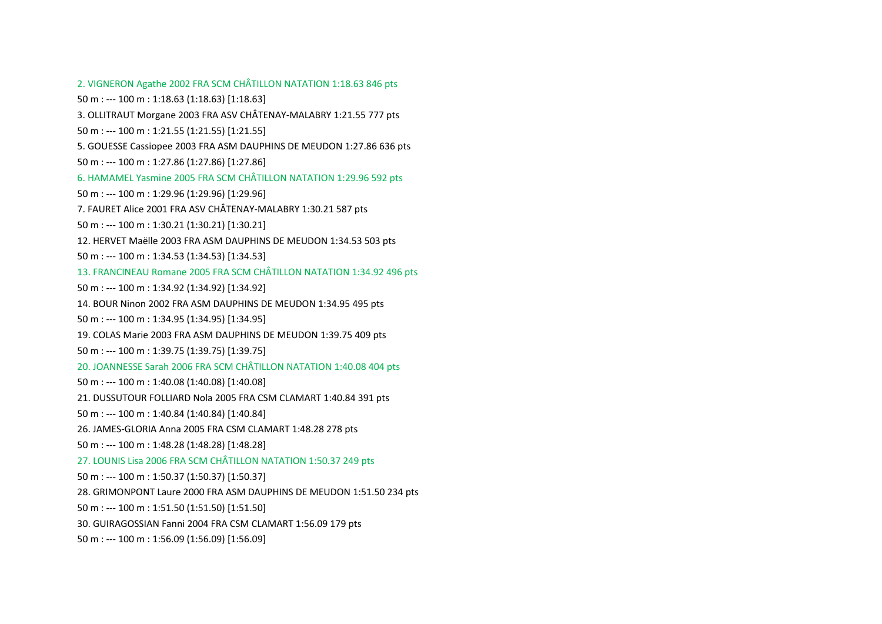2. VIGNERON Agathe 2002 FRA SCM CHÂTILLON NATATION 1:18.63 846 pts

50 m : --- 100 m : 1:18.63 (1:18.63) [1:18.63]

3. OLLITRAUT Morgane 2003 FRA ASV CHÂTENAY-MALABRY 1:21.55 777 pts

50 m : --- 100 m : 1:21.55 (1:21.55) [1:21.55]

5. GOUESSE Cassiopee 2003 FRA ASM DAUPHINS DE MEUDON 1:27.86 636 pts

50 m : --- 100 m : 1:27.86 (1:27.86) [1:27.86]

6. HAMAMEL Yasmine 2005 FRA SCM CHÂTILLON NATATION 1:29.96 592 pts

50 m : --- 100 m : 1:29.96 (1:29.96) [1:29.96]

7. FAURET Alice 2001 FRA ASV CHÂTENAY-MALABRY 1:30.21 587 pts

50 m : --- 100 m : 1:30.21 (1:30.21) [1:30.21]

12. HERVET Maëlle 2003 FRA ASM DAUPHINS DE MEUDON 1:34.53 503 pts

50 m : --- 100 m : 1:34.53 (1:34.53) [1:34.53]

13. FRANCINEAU Romane 2005 FRA SCM CHÂTILLON NATATION 1:34.92 496 pts

50 m : --- 100 m : 1:34.92 (1:34.92) [1:34.92]

14. BOUR Ninon 2002 FRA ASM DAUPHINS DE MEUDON 1:34.95 495 pts

50 m : --- 100 m : 1:34.95 (1:34.95) [1:34.95]

19. COLAS Marie 2003 FRA ASM DAUPHINS DE MEUDON 1:39.75 409 pts

50 m : --- 100 m : 1:39.75 (1:39.75) [1:39.75]

20. JOANNESSE Sarah 2006 FRA SCM CHÂTILLON NATATION 1:40.08 404 pts

50 m : --- 100 m : 1:40.08 (1:40.08) [1:40.08]

21. DUSSUTOUR FOLLIARD Nola 2005 FRA CSM CLAMART 1:40.84 391 pts

50 m : --- 100 m : 1:40.84 (1:40.84) [1:40.84]

26. JAMES-GLORIA Anna 2005 FRA CSM CLAMART 1:48.28 278 pts

50 m : --- 100 m : 1:48.28 (1:48.28) [1:48.28]

27. LOUNIS Lisa 2006 FRA SCM CHÂTILLON NATATION 1:50.37 249 pts

50 m : --- 100 m : 1:50.37 (1:50.37) [1:50.37]

28. GRIMONPONT Laure 2000 FRA ASM DAUPHINS DE MEUDON 1:51.50 234 pts

50 m : --- 100 m : 1:51.50 (1:51.50) [1:51.50]

30. GUIRAGOSSIAN Fanni 2004 FRA CSM CLAMART 1:56.09 179 pts

50 m : --- 100 m : 1:56.09 (1:56.09) [1:56.09]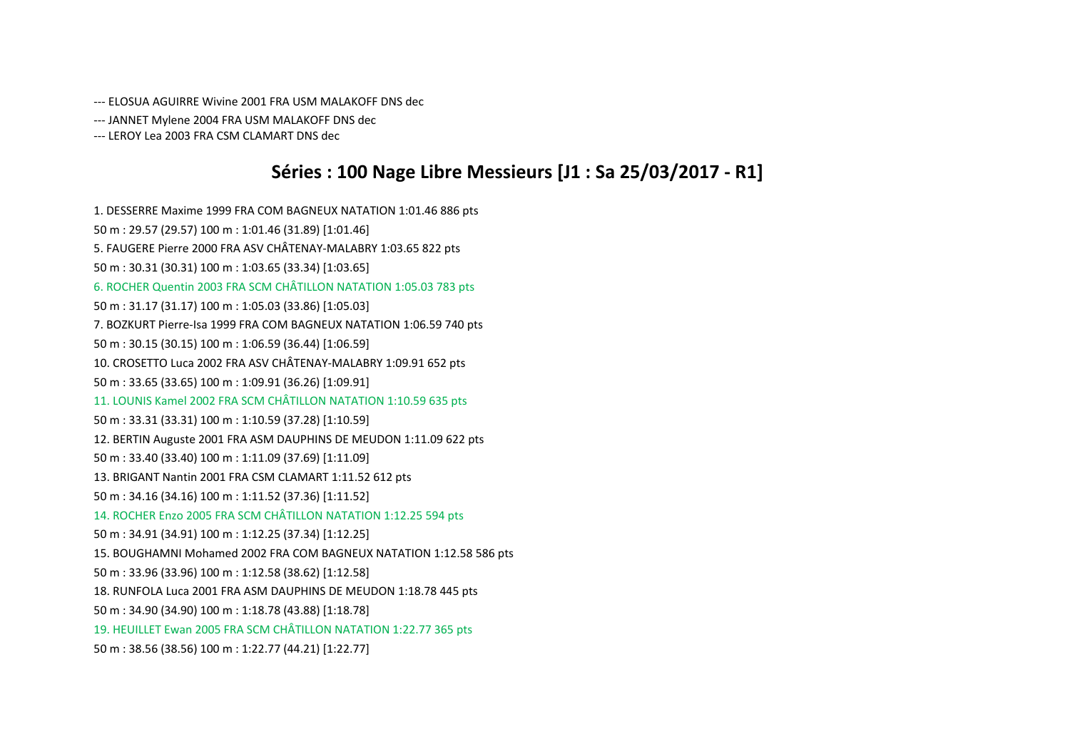--- ELOSUA AGUIRRE Wivine 2001 FRA USM MALAKOFF DNS dec

--- JANNET Mylene 2004 FRA USM MALAKOFF DNS dec

--- LEROY Lea 2003 FRA CSM CLAMART DNS dec

## Séries : 100 Nage Libre Messieurs [J1 : Sa 25/03/2017 - R1]

1. DESSERRE Maxime 1999 FRA COM BAGNEUX NATATION 1:01.46 886 pts

50 m : 29.57 (29.57) 100 m : 1:01.46 (31.89) [1:01.46]

5. FAUGERE Pierre 2000 FRA ASV CHÂTENAY-MALABRY 1:03.65 822 pts

50 m : 30.31 (30.31) 100 m : 1:03.65 (33.34) [1:03.65]

6. ROCHER Quentin 2003 FRA SCM CHÂTILLON NATATION 1:05.03 783 pts

50 m : 31.17 (31.17) 100 m : 1:05.03 (33.86) [1:05.03]

7. BOZKURT Pierre-Isa 1999 FRA COM BAGNEUX NATATION 1:06.59 740 pts

50 m : 30.15 (30.15) 100 m : 1:06.59 (36.44) [1:06.59]

10. CROSETTO Luca 2002 FRA ASV CHÂTENAY-MALABRY 1:09.91 652 pts

50 m : 33.65 (33.65) 100 m : 1:09.91 (36.26) [1:09.91]

11. LOUNIS Kamel 2002 FRA SCM CHÂTILLON NATATION 1:10.59 635 pts

50 m : 33.31 (33.31) 100 m : 1:10.59 (37.28) [1:10.59]

12. BERTIN Auguste 2001 FRA ASM DAUPHINS DE MEUDON 1:11.09 622 pts

50 m : 33.40 (33.40) 100 m : 1:11.09 (37.69) [1:11.09]

13. BRIGANT Nantin 2001 FRA CSM CLAMART 1:11.52 612 pts

50 m : 34.16 (34.16) 100 m : 1:11.52 (37.36) [1:11.52]

14. ROCHER Enzo 2005 FRA SCM CHÂTILLON NATATION 1:12.25 594 pts

50 m : 34.91 (34.91) 100 m : 1:12.25 (37.34) [1:12.25]

15. BOUGHAMNI Mohamed 2002 FRA COM BAGNEUX NATATION 1:12.58 586 pts

50 m : 33.96 (33.96) 100 m : 1:12.58 (38.62) [1:12.58]

18. RUNFOLA Luca 2001 FRA ASM DAUPHINS DE MEUDON 1:18.78 445 pts

50 m : 34.90 (34.90) 100 m : 1:18.78 (43.88) [1:18.78]

19. HEUILLET Ewan 2005 FRA SCM CHÂTILLON NATATION 1:22.77 365 pts

50 m : 38.56 (38.56) 100 m : 1:22.77 (44.21) [1:22.77]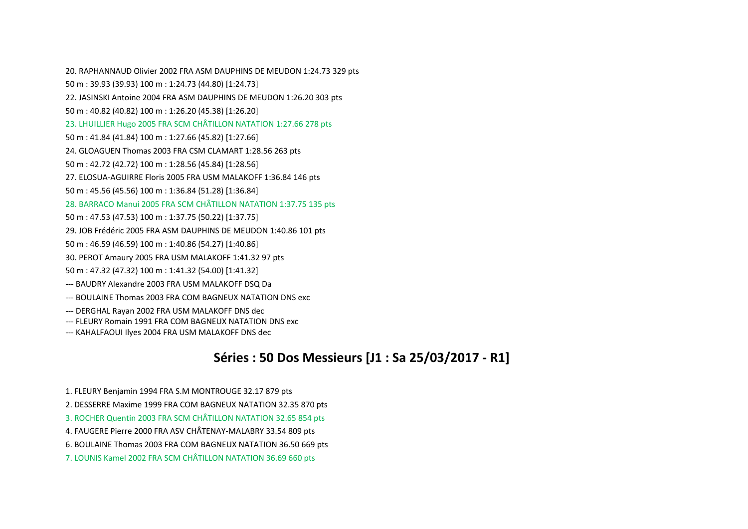20. RAPHANNAUD Olivier 2002 FRA ASM DAUPHINS DE MEUDON 1:24.73 329 pts

50 m : 39.93 (39.93) 100 m : 1:24.73 (44.80) [1:24.73]

22. JASINSKI Antoine 2004 FRA ASM DAUPHINS DE MEUDON 1:26.20 303 pts

50 m : 40.82 (40.82) 100 m : 1:26.20 (45.38) [1:26.20]

23. LHUILLIER Hugo 2005 FRA SCM CHÂTILLON NATATION 1:27.66 278 pts

50 m : 41.84 (41.84) 100 m : 1:27.66 (45.82) [1:27.66]

24. GLOAGUEN Thomas 2003 FRA CSM CLAMART 1:28.56 263 pts

50 m : 42.72 (42.72) 100 m : 1:28.56 (45.84) [1:28.56]

27. ELOSUA-AGUIRRE Floris 2005 FRA USM MALAKOFF 1:36.84 146 pts

50 m : 45.56 (45.56) 100 m : 1:36.84 (51.28) [1:36.84]

28. BARRACO Manui 2005 FRA SCM CHÂTILLON NATATION 1:37.75 135 pts

50 m : 47.53 (47.53) 100 m : 1:37.75 (50.22) [1:37.75]

29. JOB Frédéric 2005 FRA ASM DAUPHINS DE MEUDON 1:40.86 101 pts

50 m : 46.59 (46.59) 100 m : 1:40.86 (54.27) [1:40.86]

30. PEROT Amaury 2005 FRA USM MALAKOFF 1:41.32 97 pts

50 m : 47.32 (47.32) 100 m : 1:41.32 (54.00) [1:41.32]

--- BAUDRY Alexandre 2003 FRA USM MALAKOFF DSQ Da

--- BOULAINE Thomas 2003 FRA COM BAGNEUX NATATION DNS exc

--- DERGHAL Rayan 2002 FRA USM MALAKOFF DNS dec

--- FLEURY Romain 1991 FRA COM BAGNEUX NATATION DNS exc

--- KAHALFAOUI Ilyes 2004 FRA USM MALAKOFF DNS dec

## Séries : 50 Dos Messieurs [J1 : Sa 25/03/2017 - R1]

1. FLEURY Benjamin 1994 FRA S.M MONTROUGE 32.17 879 pts

2. DESSERRE Maxime 1999 FRA COM BAGNEUX NATATION 32.35 870 pts

3. ROCHER Quentin 2003 FRA SCM CHÂTILLON NATATION 32.65 854 pts

4. FAUGERE Pierre 2000 FRA ASV CHÂTENAY-MALABRY 33.54 809 pts

6. BOULAINE Thomas 2003 FRA COM BAGNEUX NATATION 36.50 669 pts

7. LOUNIS Kamel 2002 FRA SCM CHÂTILLON NATATION 36.69 660 pts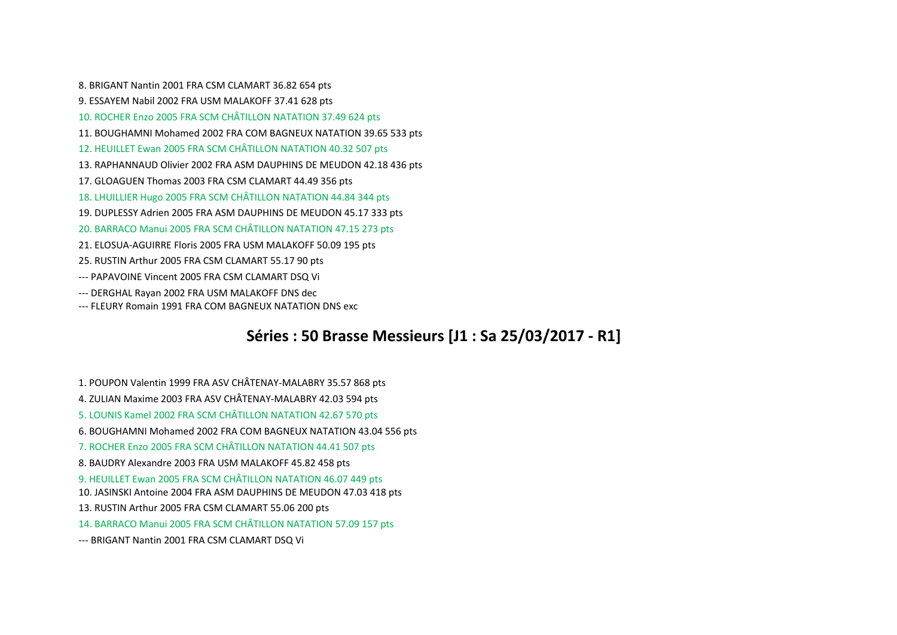8. BRIGANT Nantin 2001 FRA CSM CLAMART 36.82 654 pts

9. ESSAYEM Nabil 2002 FRA USM MALAKOFF 37.41 628 pts

10. ROCHER Enzo 2005 FRA SCM CHÂTILLON NATATION 37.49 624 pts

11. BOUGHAMNI Mohamed 2002 FRA COM BAGNEUX NATATION 39.65 533 pts

12. HEUILLET Ewan 2005 FRA SCM CHÂTILLON NATATION 40.32 507 pts

13. RAPHANNAUD Olivier 2002 FRA ASM DAUPHINS DE MEUDON 42.18 436 pts

17. GLOAGUEN Thomas 2003 FRA CSM CLAMART 44.49 356 pts

18. LHUILLIER Hugo 2005 FRA SCM CHÂTILLON NATATION 44.84 344 pts

19. DUPLESSY Adrien 2005 FRA ASM DAUPHINS DE MEUDON 45.17 333 pts

20. BARRACO Manui 2005 FRA SCM CHÂTILLON NATATION 47.15 273 pts

21. ELOSUA-AGUIRRE Floris 2005 FRA USM MALAKOFF 50.09 195 pts

25. RUSTIN Arthur 2005 FRA CSM CLAMART 55.17 90 pts

--- PAPAVOINE Vincent 2005 FRA CSM CLAMART DSQ Vi

--- DERGHAL Rayan 2002 FRA USM MALAKOFF DNS dec

--- FLEURY Romain 1991 FRA COM BAGNEUX NATATION DNS exc

## Séries : 50 Brasse Messieurs [J1 : Sa 25/03/2017 - R1]

1. POUPON Valentin 1999 FRA ASV CHÂTENAY-MALABRY 35.57 868 pts

4. ZULIAN Maxime 2003 FRA ASV CHÂTENAY-MALABRY 42.03 594 pts

5. LOUNIS Kamel 2002 FRA SCM CHÂTILLON NATATION 42.67 570 pts

6. BOUGHAMNI Mohamed 2002 FRA COM BAGNEUX NATATION 43.04 556 pts

7. ROCHER Enzo 2005 FRA SCM CHÂTILLON NATATION 44.41 507 pts

8. BAUDRY Alexandre 2003 FRA USM MALAKOFF 45.82 458 pts

9. HEUILLET Ewan 2005 FRA SCM CHÂTILLON NATATION 46.07 449 pts

10. JASINSKI Antoine 2004 FRA ASM DAUPHINS DE MEUDON 47.03 418 pts

13. RUSTIN Arthur 2005 FRA CSM CLAMART 55.06 200 pts

14. BARRACO Manui 2005 FRA SCM CHÂTILLON NATATION 57.09 157 pts

--- BRIGANT Nantin 2001 FRA CSM CLAMART DSQ Vi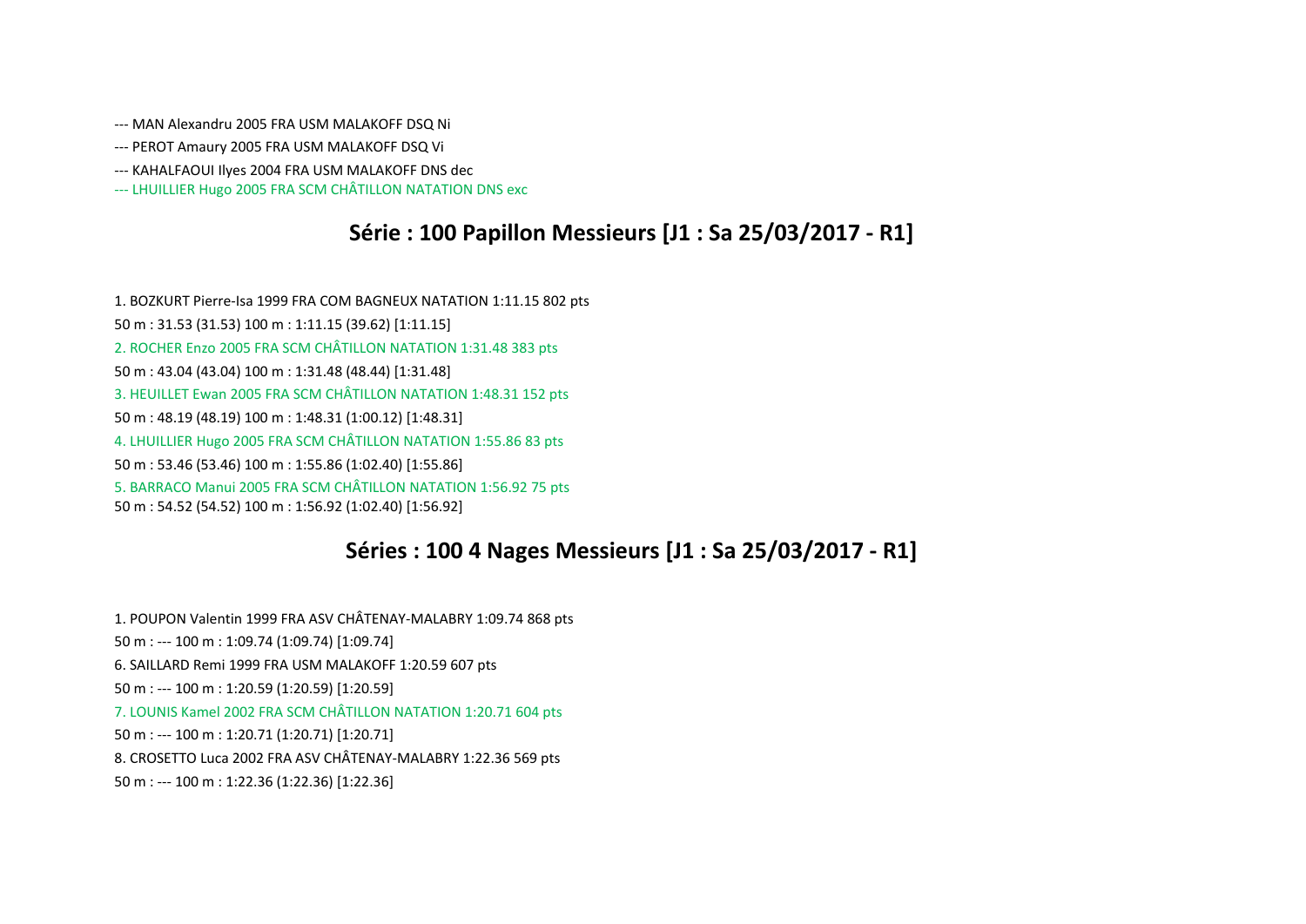--- MAN Alexandru 2005 FRA USM MALAKOFF DSQ Ni

--- PEROT Amaury 2005 FRA USM MALAKOFF DSQ Vi

--- KAHALFAOUI Ilyes 2004 FRA USM MALAKOFF DNS dec

--- LHUILLIER Hugo 2005 FRA SCM CHÂTILLON NATATION DNS exc

## Série : 100 Papillon Messieurs [J1 : Sa 25/03/2017 - R1]

1. BOZKURT Pierre-Isa 1999 FRA COM BAGNEUX NATATION 1:11.15 802 pts

50 m : 31.53 (31.53) 100 m : 1:11.15 (39.62) [1:11.15]

2. ROCHER Enzo 2005 FRA SCM CHÂTILLON NATATION 1:31.48 383 pts

50 m : 43.04 (43.04) 100 m : 1:31.48 (48.44) [1:31.48]

3. HEUILLET Ewan 2005 FRA SCM CHÂTILLON NATATION 1:48.31 152 pts

50 m : 48.19 (48.19) 100 m : 1:48.31 (1:00.12) [1:48.31]

4. LHUILLIER Hugo 2005 FRA SCM CHÂTILLON NATATION 1:55.86 83 pts

50 m : 53.46 (53.46) 100 m : 1:55.86 (1:02.40) [1:55.86]

5. BARRACO Manui 2005 FRA SCM CHÂTILLON NATATION 1:56.92 75 pts

50 m : 54.52 (54.52) 100 m : 1:56.92 (1:02.40) [1:56.92]

## Séries : 100 4 Nages Messieurs [J1 : Sa 25/03/2017 - R1]

1. POUPON Valentin 1999 FRA ASV CHÂTENAY-MALABRY 1:09.74 868 pts

50 m : --- 100 m : 1:09.74 (1:09.74) [1:09.74]

6. SAILLARD Remi 1999 FRA USM MALAKOFF 1:20.59 607 pts

50 m : --- 100 m : 1:20.59 (1:20.59) [1:20.59]

7. LOUNIS Kamel 2002 FRA SCM CHÂTILLON NATATION 1:20.71 604 pts

50 m : --- 100 m : 1:20.71 (1:20.71) [1:20.71]

8. CROSETTO Luca 2002 FRA ASV CHÂTENAY-MALABRY 1:22.36 569 pts

50 m : --- 100 m : 1:22.36 (1:22.36) [1:22.36]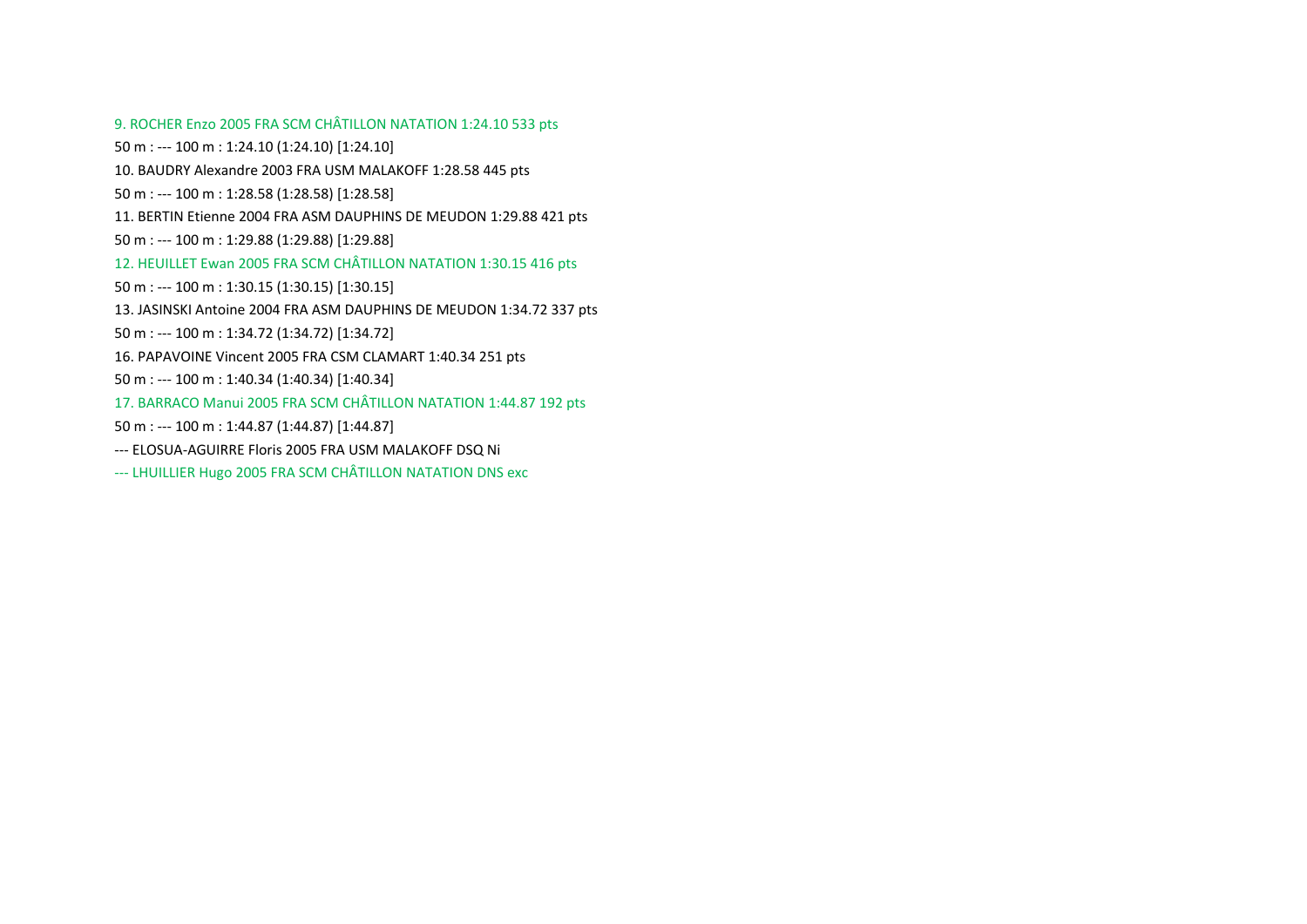9. ROCHER Enzo 2005 FRA SCM CHÂTILLON NATATION 1:24.10 533 pts

50 m : --- 100 m : 1:24.10 (1:24.10) [1:24.10]

10. BAUDRY Alexandre 2003 FRA USM MALAKOFF 1:28.58 445 pts

50 m : --- 100 m : 1:28.58 (1:28.58) [1:28.58]

11. BERTIN Etienne 2004 FRA ASM DAUPHINS DE MEUDON 1:29.88 421 pts

50 m : --- 100 m : 1:29.88 (1:29.88) [1:29.88]

12. HEUILLET Ewan 2005 FRA SCM CHÂTILLON NATATION 1:30.15 416 pts

50 m : --- 100 m : 1:30.15 (1:30.15) [1:30.15]

13. JASINSKI Antoine 2004 FRA ASM DAUPHINS DE MEUDON 1:34.72 337 pts

50 m : --- 100 m : 1:34.72 (1:34.72) [1:34.72]

16. PAPAVOINE Vincent 2005 FRA CSM CLAMART 1:40.34 251 pts

50 m : --- 100 m : 1:40.34 (1:40.34) [1:40.34]

17. BARRACO Manui 2005 FRA SCM CHÂTILLON NATATION 1:44.87 192 pts

50 m : --- 100 m : 1:44.87 (1:44.87) [1:44.87]

--- ELOSUA-AGUIRRE Floris 2005 FRA USM MALAKOFF DSQ Ni

--- LHUILLIER Hugo 2005 FRA SCM CHÂTILLON NATATION DNS exc